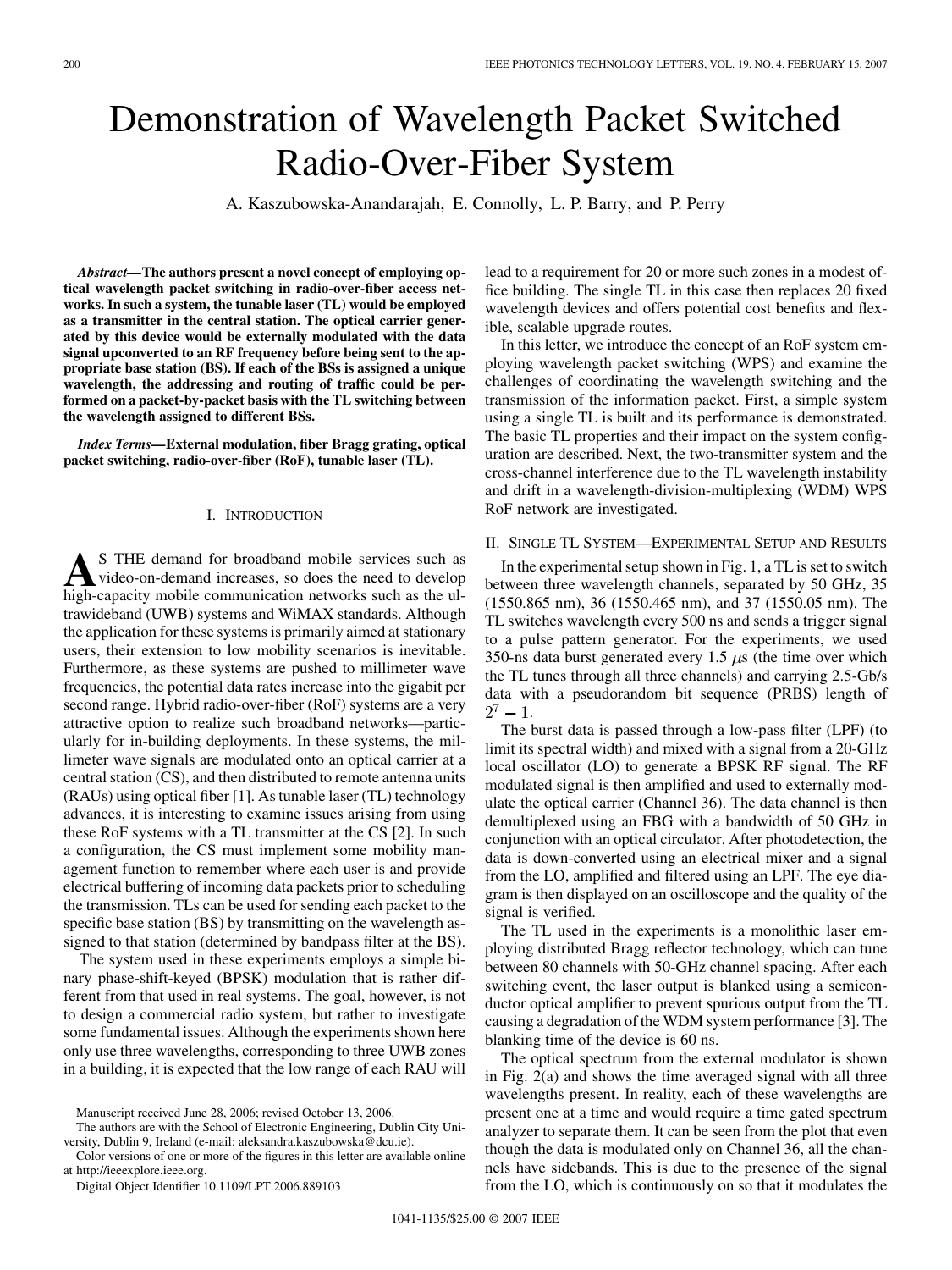# Demonstration of Wavelength Packet Switched Radio-Over-Fiber System

A. Kaszubowska-Anandarajah, E. Connolly, L. P. Barry, and P. Perry

***Abstract*—The authors present a novel concept of employing optical wavelength packet switching in radio-over-fiber access networks. In such a system, the tunable laser (TL) would be employed as a transmitter in the central station. The optical carrier generated by this device would be externally modulated with the data signal upconverted to an RF frequency before being sent to the appropriate base station (BS). If each of the BSs is assigned a unique wavelength, the addressing and routing of traffic could be performed on a packet-by-packet basis with the TL switching between the wavelength assigned to different BSs.**

***Index Terms*—External modulation, fiber Bragg grating, optical packet switching, radio-over-fiber (RoF), tunable laser (TL).**

## I. Introduction

As THE demand for broadband mobile services such as video-on-demand increases, so does the need to develop high-capacity mobile communication networks such as the ultrawideband (UWB) systems and WiMAX standards. Although the application for these systems is primarily aimed at stationary users, their extension to low mobility scenarios is inevitable. Furthermore, as these systems are pushed to millimeter wave frequencies, the potential data rates increase into the gigabit per second range. Hybrid radio-over-fiber (RoF) systems are a very attractive option to realize such broadband networks—particularly for in-building deployments. In these systems, the millimeter wave signals are modulated onto an optical carrier at a central station (CS), and then distributed to remote antenna units (RAUs) using optical fiber [1]. As tunable laser (TL) technology advances, it is interesting to examine issues arising from using these RoF systems with a TL transmitter at the CS [2]. In such a configuration, the CS must implement some mobility management function to remember where each user is and provide electrical buffering of incoming data packets prior to scheduling the transmission. TLs can be used for sending each packet to the specific base station (BS) by transmitting on the wavelength assigned to that station (determined by bandpass filter at the BS).

The system used in these experiments employs a simple binary phase-shift-keyed (BPSK) modulation that is rather different from that used in real systems. The goal, however, is not to design a commercial radio system, but rather to investigate some fundamental issues. Although the experiments shown here only use three wavelengths, corresponding to three UWB zones in a building, it is expected that the low range of each RAU will lead to a requirement for 20 or more such zones in a modest office building. The single TL in this case then replaces 20 fixed wavelength devices and offers potential cost benefits and flexible, scalable upgrade routes.

In this letter, we introduce the concept of an RoF system employing wavelength packet switching (WPS) and examine the challenges of coordinating the wavelength switching and the transmission of the information packet. First, a simple system using a single TL is built and its performance is demonstrated. The basic TL properties and their impact on the system configuration are described. Next, the two-transmitter system and the cross-channel interference due to the TL wavelength instability and drift in a wavelength-division-multiplexing (WDM) WPS RoF network are investigated.

## II. Single TL System—Experimental Setup and Results

In the experimental setup shown in Fig. 1, a TL is set to switch between three wavelength channels, separated by 50 GHz, 35 (1550.865 nm), 36 (1550.465 nm), and 37 (1550.05 nm). The TL switches wavelength every 500 ns and sends a trigger signal to a pulse pattern generator. For the experiments, we used 350-ns data burst generated every 1.5 $\mu$s (the time over which the TL tunes through all three channels) and carrying 2.5-Gb/s data with a pseudorandom bit sequence (PRBS) length of $2^7 - 1$.

The burst data is passed through a low-pass filter (LPF) (to limit its spectral width) and mixed with a signal from a 20-GHz local oscillator (LO) to generate a BPSK RF signal. The RF modulated signal is then amplified and used to externally modulate the optical carrier (Channel 36). The data channel is then demultiplexed using an FBG with a bandwidth of 50 GHz in conjunction with an optical circulator. After photodetection, the data is down-converted using an electrical mixer and a signal from the LO, amplified and filtered using an LPF. The eye diagram is then displayed on an oscilloscope and the quality of the signal is verified.

The TL used in the experiments is a monolithic laser employing distributed Bragg reflector technology, which can tune between 80 channels with 50-GHz channel spacing. After each switching event, the laser output is blanked using a semiconductor optical amplifier to prevent spurious output from the TL causing a degradation of the WDM system performance [3]. The blanking time of the device is 60 ns.

The optical spectrum from the external modulator is shown in Fig. 2(a) and shows the time averaged signal with all three wavelengths present. In reality, each of these wavelengths are present one at a time and would require a time gated spectrum analyzer to separate them. It can be seen from the plot that even though the data is modulated only on Channel 36, all the channels have sidebands. This is due to the presence of the signal from the LO, which is continuously on so that it modulates the

Manuscript received June 28, 2006; revised October 13, 2006.

The authors are with the School of Electronic Engineering, Dublin City University, Dublin 9, Ireland (e-mail: aleksandra.kaszubowska@dcu.ie).

Color versions of one or more of the figures in this letter are available online at http://ieeexplore.ieee.org.

Digital Object Identifier 10.1109/LPT.2006.889103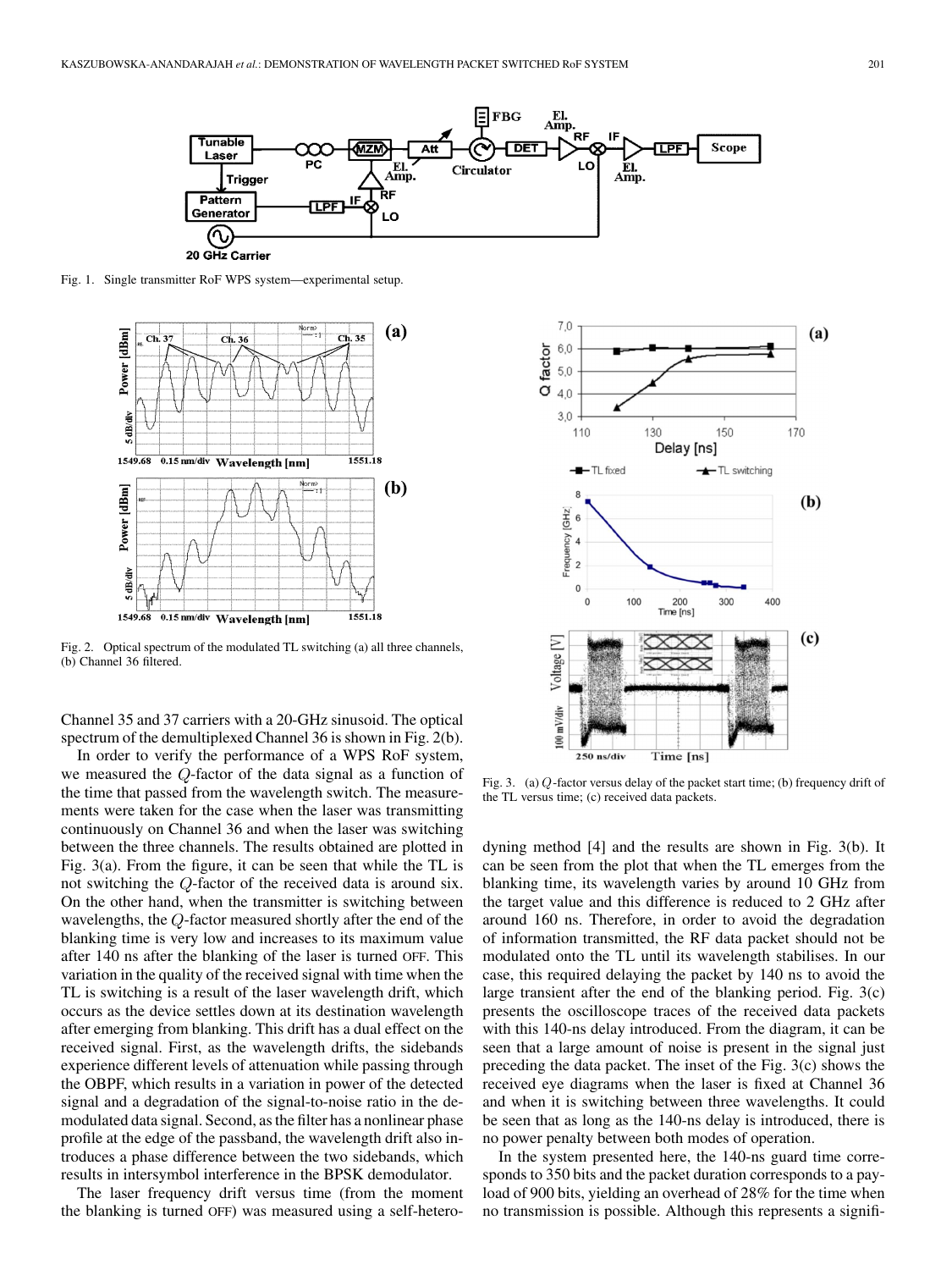Fig. 1. Single transmitter RoF WPS system—experimental setup.

Fig. 2. Optical spectrum of the modulated TL switching (a) all three channels, (b) Channel 36 filtered.

Fig. 3. (a) $Q$-factor versus delay of the packet start time; (b) frequency drift of the TL versus time; (c) received data packets.

Channel 35 and 37 carriers with a 20-GHz sinusoid. The optical spectrum of the demultiplexed Channel 36 is shown in Fig. 2(b).

In order to verify the performance of a WPS RoF system, we measured the $Q$-factor of the data signal as a function of the time that passed from the wavelength switch. The measurements were taken for the case when the laser was transmitting continuously on Channel 36 and when the laser was switching between the three channels. The results obtained are plotted in Fig. 3(a). From the figure, it can be seen that while the TL is not switching the $Q$-factor of the received data is around six. On the other hand, when the transmitter is switching between wavelengths, the $Q$-factor measured shortly after the end of the blanking time is very low and increases to its maximum value after 140 ns after the blanking of the laser is turned OFF. This variation in the quality of the received signal with time when the TL is switching is a result of the laser wavelength drift, which occurs as the device settles down at its destination wavelength after emerging from blanking. This drift has a dual effect on the received signal. First, as the wavelength drifts, the sidebands experience different levels of attenuation while passing through the OBPF, which results in a variation in power of the detected signal and a degradation of the signal-to-noise ratio in the demodulated data signal. Second, as the filter has a nonlinear phase profile at the edge of the passband, the wavelength drift also introduces a phase difference between the two sidebands, which results in intersymbol interference in the BPSK demodulator.

The laser frequency drift versus time (from the moment the blanking is turned OFF) was measured using a self-heterodyning method [4] and the results are shown in Fig. 3(b). It can be seen from the plot that when the TL emerges from the blanking time, its wavelength varies by around 10 GHz from the target value and this difference is reduced to 2 GHz after around 160 ns. Therefore, in order to avoid the degradation of information transmitted, the RF data packet should not be modulated onto the TL until its wavelength stabilises. In our case, this required delaying the packet by 140 ns to avoid the large transient after the end of the blanking period. Fig. 3(c) presents the oscilloscope traces of the received data packets with this 140-ns delay introduced. From the diagram, it can be seen that a large amount of noise is present in the signal just preceding the data packet. The inset of the Fig. 3(c) shows the received eye diagrams when the laser is fixed at Channel 36 and when it is switching between three wavelengths. It could be seen that as long as the 140-ns delay is introduced, there is no power penalty between both modes of operation.

In the system presented here, the 140-ns guard time corresponds to 350 bits and the packet duration corresponds to a payload of 900 bits, yielding an overhead of 28% for the time when no transmission is possible. Although this represents a signifi-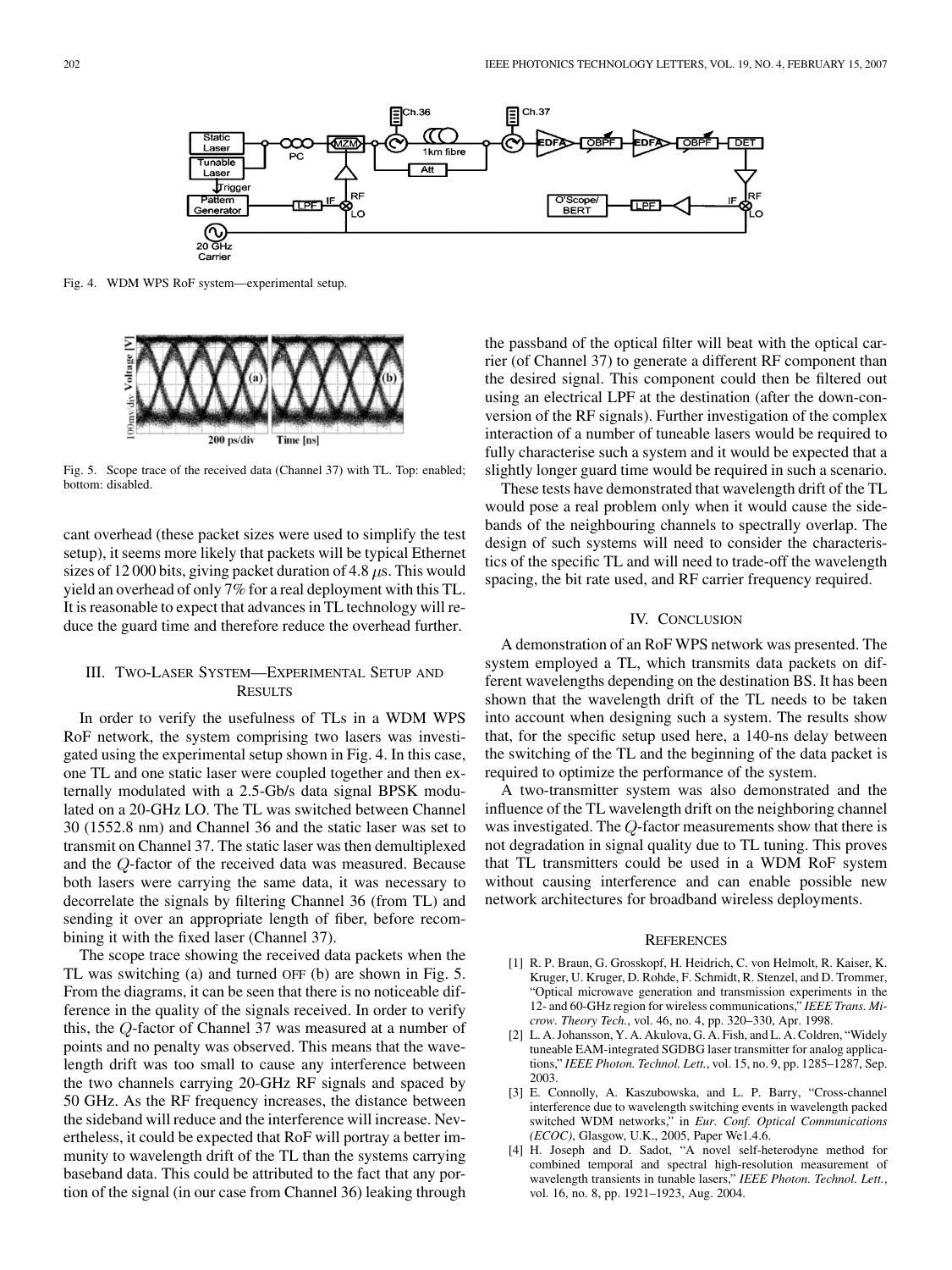Fig. 4. WDM WPS RoF system—experimental setup.

Fig. 5. Scope trace of the received data (Channel 37) with TL. Top: enabled; bottom: disabled.

cant overhead (these packet sizes were used to simplify the test setup), it seems more likely that packets will be typical Ethernet sizes of 12 000 bits, giving packet duration of 4.8 $\mu$s. This would yield an overhead of only 7% for a real deployment with this TL. It is reasonable to expect that advances in TL technology will reduce the guard time and therefore reduce the overhead further.

## III. Two-Laser System—Experimental Setup and Results

In order to verify the usefulness of TLs in a WDM WPS RoF network, the system comprising two lasers was investigated using the experimental setup shown in Fig. 4. In this case, one TL and one static laser were coupled together and then externally modulated with a 2.5-Gb/s data signal BPSK modulated on a 20-GHz LO. The TL was switched between Channel 30 (1552.8 nm) and Channel 36 and the static laser was set to transmit on Channel 37. The static laser was then demultiplexed and the $Q$-factor of the received data was measured. Because both lasers were carrying the same data, it was necessary to decorrelate the signals by filtering Channel 36 (from TL) and sending it over an appropriate length of fiber, before recombining it with the fixed laser (Channel 37).

The scope trace showing the received data packets when the TL was switching (a) and turned OFF (b) are shown in Fig. 5. From the diagrams, it can be seen that there is no noticeable difference in the quality of the signals received. In order to verify this, the $Q$-factor of Channel 37 was measured at a number of points and no penalty was observed. This means that the wavelength drift was too small to cause any interference between the two channels carrying 20-GHz RF signals and spaced by 50 GHz. As the RF frequency increases, the distance between the sideband will reduce and the interference will increase. Nevertheless, it could be expected that RoF will portray a better immunity to wavelength drift of the TL than the systems carrying baseband data. This could be attributed to the fact that any portion of the signal (in our case from Channel 36) leaking through the passband of the optical filter will beat with the optical carrier (of Channel 37) to generate a different RF component than the desired signal. This component could then be filtered out using an electrical LPF at the destination (after the down-conversion of the RF signals). Further investigation of the complex interaction of a number of tuneable lasers would be required to fully characterise such a system and it would be expected that a slightly longer guard time would be required in such a scenario.

These tests have demonstrated that wavelength drift of the TL would pose a real problem only when it would cause the sidebands of the neighbouring channels to spectrally overlap. The design of such systems will need to consider the characteristics of the specific TL and will need to trade-off the wavelength spacing, the bit rate used, and RF carrier frequency required.

## IV. Conclusion

A demonstration of an RoF WPS network was presented. The system employed a TL, which transmits data packets on different wavelengths depending on the destination BS. It has been shown that the wavelength drift of the TL needs to be taken into account when designing such a system. The results show that, for the specific setup used here, a 140-ns delay between the switching of the TL and the beginning of the data packet is required to optimize the performance of the system.

A two-transmitter system was also demonstrated and the influence of the TL wavelength drift on the neighboring channel was investigated. The $Q$-factor measurements show that there is not degradation in signal quality due to TL tuning. This proves that TL transmitters could be used in a WDM RoF system without causing interference and can enable possible new network architectures for broadband wireless deployments.

## References

[1] R. P. Braun, G. Grosskopf, H. Heidrich, C. von Helmolt, R. Kaiser, K. Kruger, U. Kruger, D. Rohde, F. Schmidt, R. Stenzel, and D. Trommer, "Optical microwave generation and transmission experiments in the 12- and 60-GHz region for wireless communications," *IEEE Trans. Microw. Theory Tech.*, vol. 46, no. 4, pp. 320–330, Apr. 1998.

[2] L. A. Johansson, Y. A. Akulova, G. A. Fish, and L. A. Coldren, "Widely tuneable EAM-integrated SGDBG laser transmitter for analog applications," *IEEE Photon. Technol. Lett.*, vol. 15, no. 9, pp. 1285–1287, Sep. 2003.

[3] E. Connolly, A. Kaszubowska, and L. P. Barry, "Cross-channel interference due to wavelength switching events in wavelength packed switched WDM networks," in *Eur. Conf. Optical Communications (ECOC)*, Glasgow, U.K., 2005, Paper We1.4.6.

[4] H. Joseph and D. Sadot, "A novel self-heterodyne method for combined temporal and spectral high-resolution measurement of wavelength transients in tunable lasers," *IEEE Photon. Technol. Lett.*, vol. 16, no. 8, pp. 1921–1923, Aug. 2004.